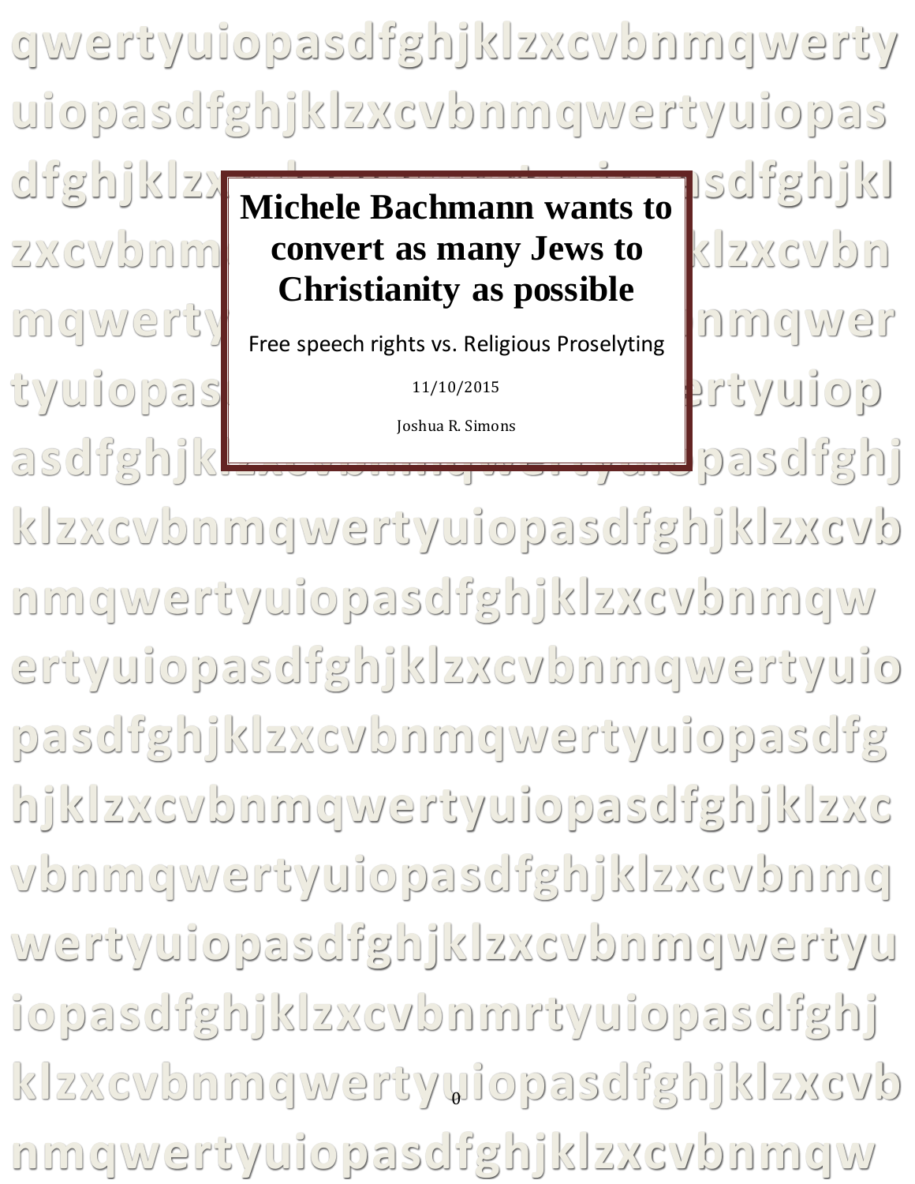# Michele Bachmann wants to convert as many Jews to Christianity as possible

Free speech rights vs. Religious Proselyting

11/10/2015

Joshua R. Simons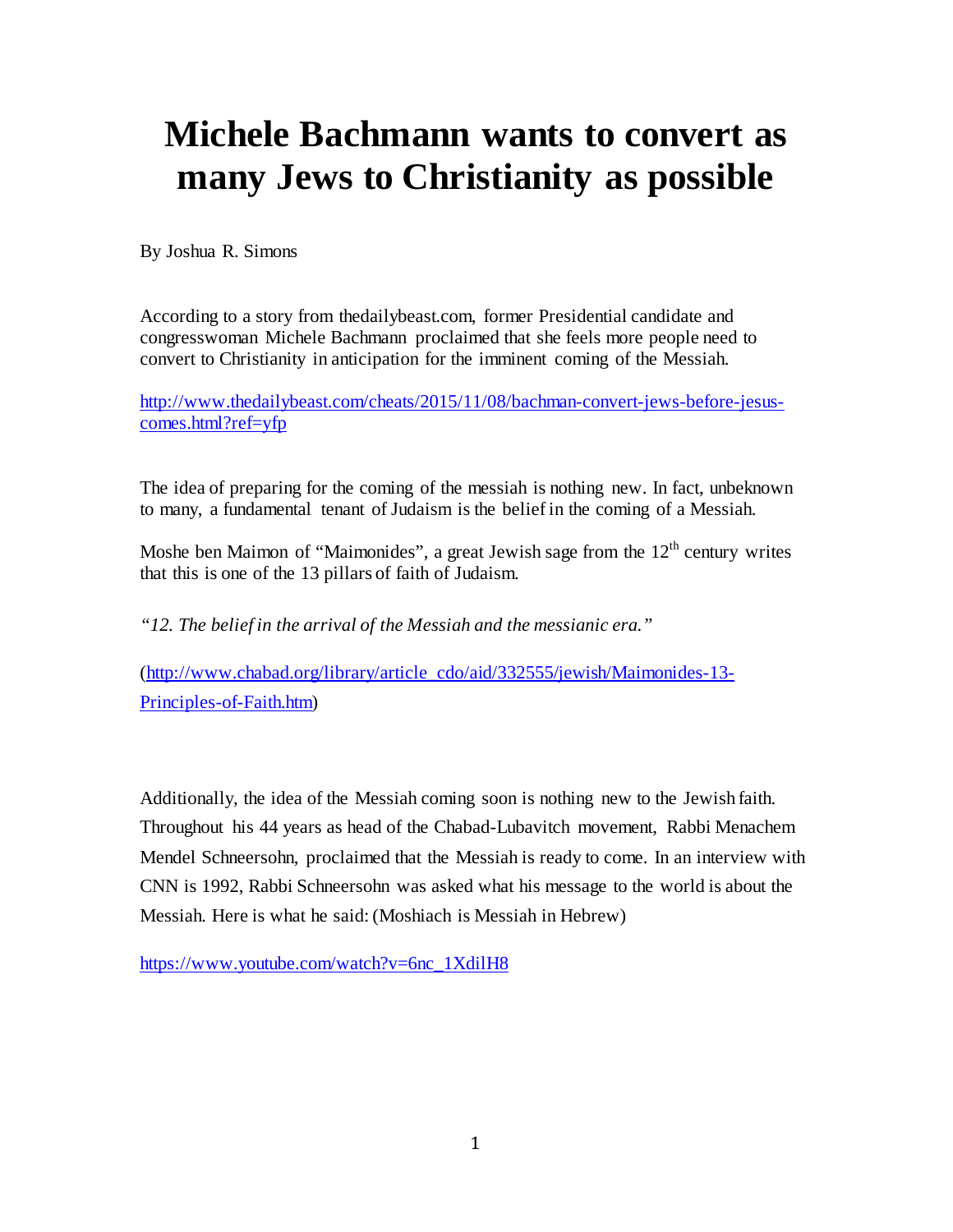# Michele Bachmann wants to convert as many Jews to Christianity as possible

By Joshua R. Simons

According to a story from thedailybeast.com, former Presidential candidate and congresswoman Michele Bachmann proclaimed that she feels more people need to convert to Christianity in anticipation for the imminent coming of the Messiah.

http://www.thedailybeast.com/cheats/2015/11/08/bachman-convert-jews-before-jesus-comes.html?ref=yfp

The idea of preparing for the coming of the messiah is nothing new. In fact, unbeknown to many, a fundamental tenant of Judaism is the belief in the coming of a Messiah.

Moshe ben Maimon of "Maimonides", a great Jewish sage from the 12th century writes that this is one of the 13 pillars of faith of Judaism.

*"12. The belief in the arrival of the Messiah and the messianic era."*

(http://www.chabad.org/library/article_cdo/aid/332555/jewish/Maimonides-13-Principles-of-Faith.htm)

Additionally, the idea of the Messiah coming soon is nothing new to the Jewish faith. Throughout his 44 years as head of the Chabad-Lubavitch movement, Rabbi Menachem Mendel Schneersohn, proclaimed that the Messiah is ready to come. In an interview with CNN is 1992, Rabbi Schneersohn was asked what his message to the world is about the Messiah. Here is what he said: (Moshiach is Messiah in Hebrew)

https://www.youtube.com/watch?v=6nc_1XdilH8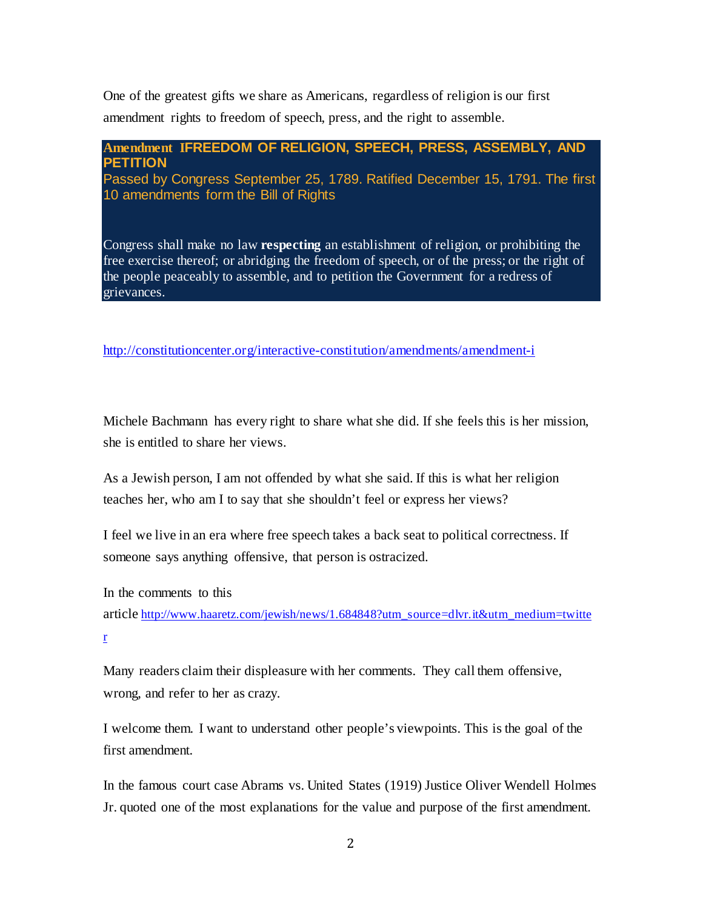One of the greatest gifts we share as Americans, regardless of religion is our first amendment rights to freedom of speech, press, and the right to assemble.

**Amendment IFREEDOM OF RELIGION, SPEECH, PRESS, ASSEMBLY, AND PETITION**

Passed by Congress September 25, 1789. Ratified December 15, 1791. The first 10 amendments form the Bill of Rights

Congress shall make no law **respecting** an establishment of religion, or prohibiting the free exercise thereof; or abridging the freedom of speech, or of the press; or the right of the people peaceably to assemble, and to petition the Government for a redress of grievances.

http://constitutioncenter.org/interactive-constitution/amendments/amendment-i

Michele Bachmann has every right to share what she did. If she feels this is her mission, she is entitled to share her views.

As a Jewish person, I am not offended by what she said. If this is what her religion teaches her, who am I to say that she shouldn't feel or express her views?

I feel we live in an era where free speech takes a back seat to political correctness. If someone says anything offensive, that person is ostracized.

In the comments to this article http://www.haaretz.com/jewish/news/1.684848?utm_source=dlvr.it&utm_medium=twitter

Many readers claim their displeasure with her comments. They call them offensive, wrong, and refer to her as crazy.

I welcome them. I want to understand other people's viewpoints. This is the goal of the first amendment.

In the famous court case Abrams vs. United States (1919) Justice Oliver Wendell Holmes Jr. quoted one of the most explanations for the value and purpose of the first amendment.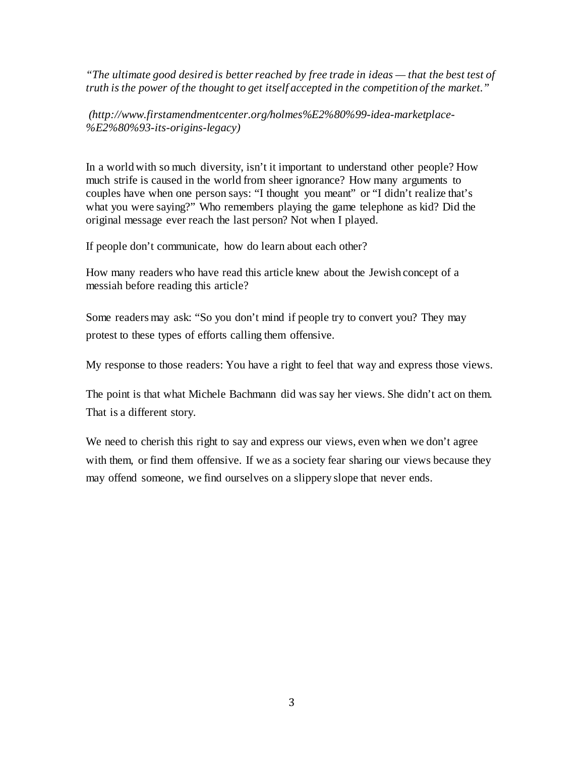*"The ultimate good desired is better reached by free trade in ideas — that the best test of truth is the power of the thought to get itself accepted in the competition of the market."*

*(http://www.firstamendmentcenter.org/holmes%E2%80%99-idea-marketplace-%E2%80%93-its-origins-legacy)*

In a world with so much diversity, isn't it important to understand other people? How much strife is caused in the world from sheer ignorance? How many arguments to couples have when one person says: "I thought you meant" or "I didn't realize that's what you were saying?" Who remembers playing the game telephone as kid? Did the original message ever reach the last person? Not when I played.

If people don't communicate, how do learn about each other?

How many readers who have read this article knew about the Jewish concept of a messiah before reading this article?

Some readers may ask: "So you don't mind if people try to convert you? They may protest to these types of efforts calling them offensive.

My response to those readers: You have a right to feel that way and express those views.

The point is that what Michele Bachmann did was say her views. She didn't act on them. That is a different story.

We need to cherish this right to say and express our views, even when we don't agree with them, or find them offensive. If we as a society fear sharing our views because they may offend someone, we find ourselves on a slippery slope that never ends.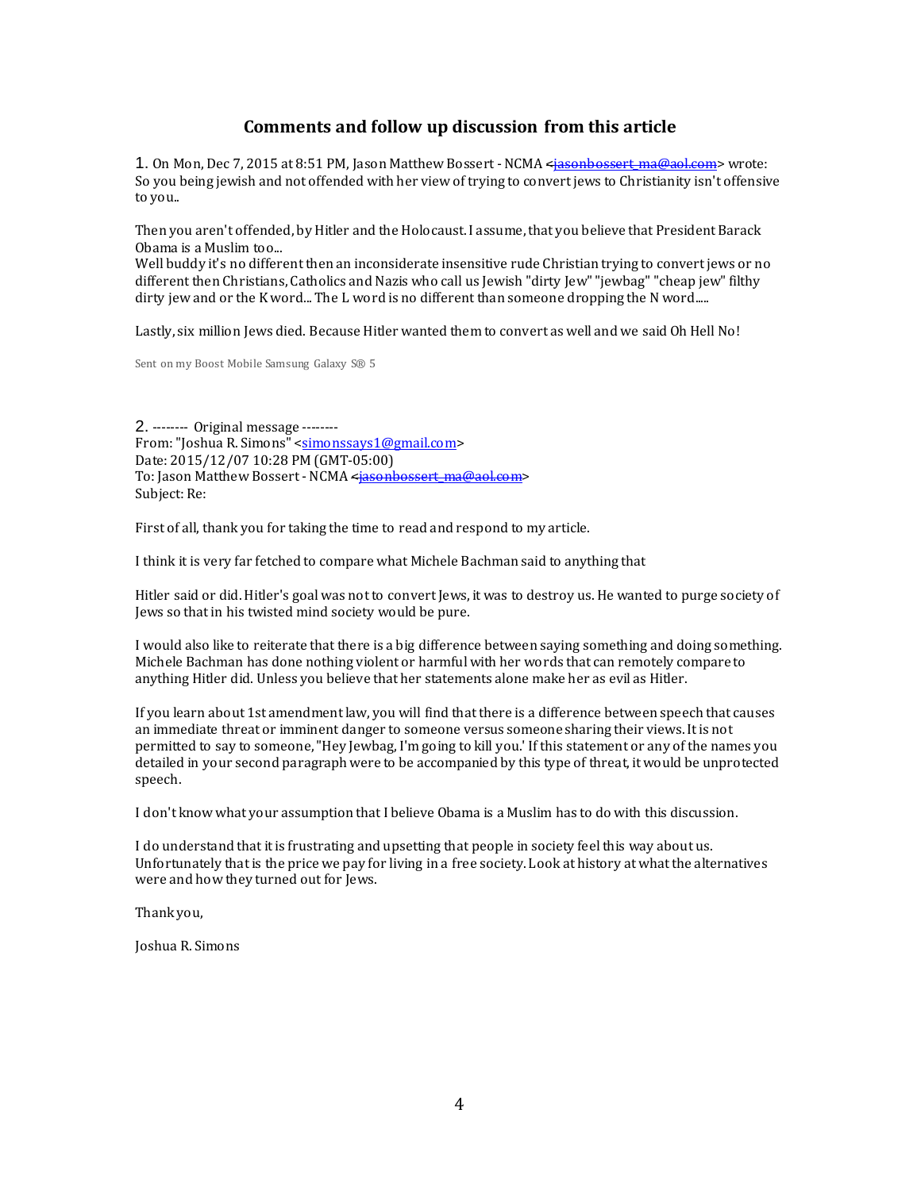## Comments and follow up discussion from this article

1. On Mon, Dec 7, 2015 at 8:51 PM, Jason Matthew Bossert - NCMA <jasonbossert_ma@aol.com> wrote:
So you being jewish and not offended with her view of trying to convert jews to Christianity isn't offensive to you..

Then you aren't offended, by Hitler and the Holocaust. I assume, that you believe that President Barack Obama is a Muslim too...
Well buddy it's no different then an inconsiderate insensitive rude Christian trying to convert jews or no different then Christians, Catholics and Nazis who call us Jewish "dirty Jew" "jewbag" "cheap jew" filthy dirty jew and or the K word... The L word is no different than someone dropping the N word.....

Lastly, six million Jews died. Because Hitler wanted them to convert as well and we said Oh Hell No!

Sent on my Boost Mobile Samsung Galaxy S® 5

2. -------- Original message --------
From: "Joshua R. Simons" <simonssays1@gmail.com>
Date: 2015/12/07 10:28 PM (GMT-05:00)
To: Jason Matthew Bossert - NCMA <jasonbossert_ma@aol.com>
Subject: Re:

First of all, thank you for taking the time to read and respond to my article.

I think it is very far fetched to compare what Michele Bachman said to anything that

Hitler said or did. Hitler's goal was not to convert Jews, it was to destroy us. He wanted to purge society of Jews so that in his twisted mind society would be pure.

I would also like to reiterate that there is a big difference between saying something and doing something. Michele Bachman has done nothing violent or harmful with her words that can remotely compare to anything Hitler did. Unless you believe that her statements alone make her as evil as Hitler.

If you learn about 1st amendment law, you will find that there is a difference between speech that causes an immediate threat or imminent danger to someone versus someone sharing their views. It is not permitted to say to someone, "Hey Jewbag, I'm going to kill you.' If this statement or any of the names you detailed in your second paragraph were to be accompanied by this type of threat, it would be unprotected speech.

I don't know what your assumption that I believe Obama is a Muslim has to do with this discussion.

I do understand that it is frustrating and upsetting that people in society feel this way about us. Unfortunately that is the price we pay for living in a free society. Look at history at what the alternatives were and how they turned out for Jews.

Thank you,

Joshua R. Simons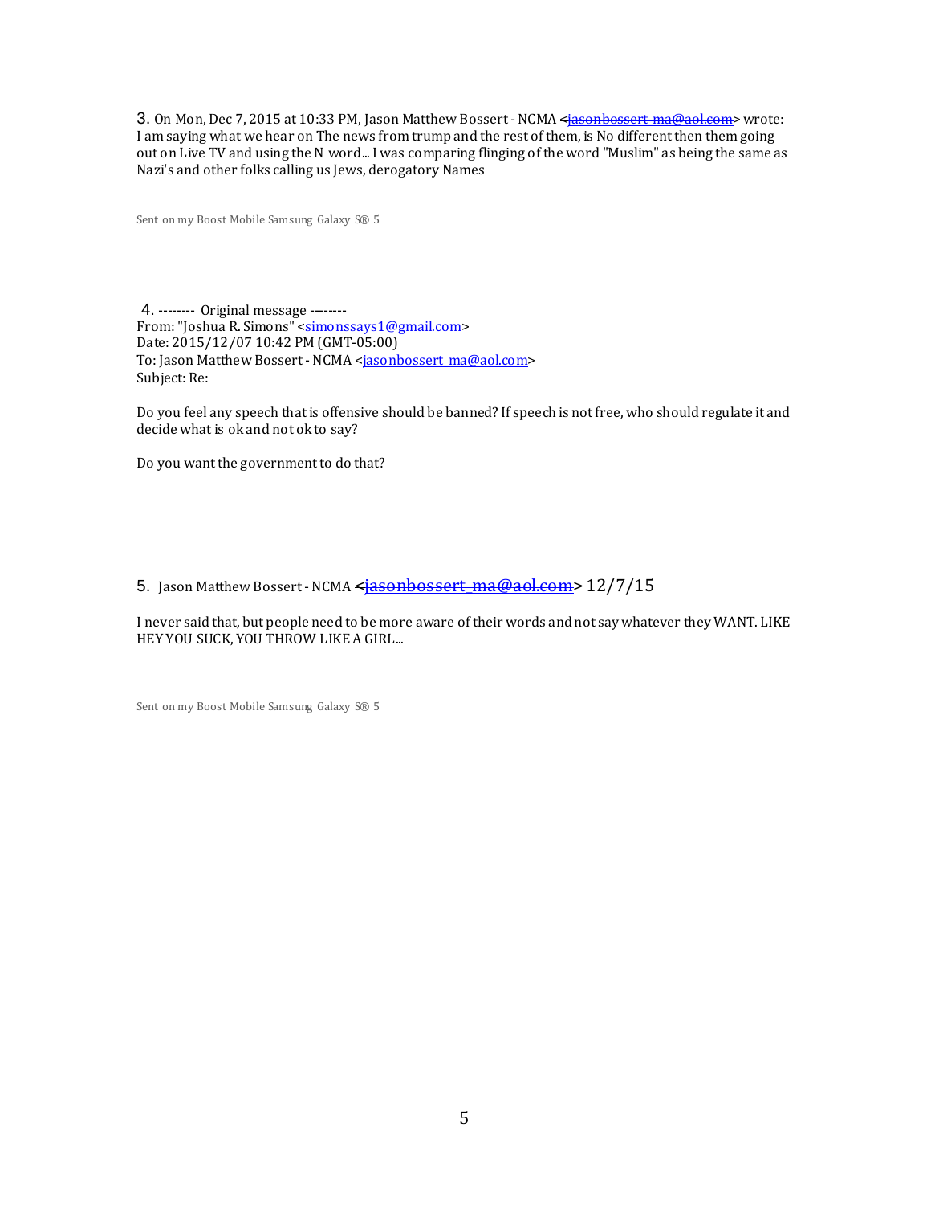3. On Mon, Dec 7, 2015 at 10:33 PM, Jason Matthew Bossert - NCMA <jasonbossert_ma@aol.com> wrote:
I am saying what we hear on The news from trump and the rest of them, is No different then them going out on Live TV and using the N word... I was comparing flinging of the word "Muslim" as being the same as Nazi's and other folks calling us Jews, derogatory Names

Sent on my Boost Mobile Samsung Galaxy S® 5

4. -------- Original message --------
From: "Joshua R. Simons" <simonssays1@gmail.com>
Date: 2015/12/07 10:42 PM (GMT-05:00)
To: Jason Matthew Bossert - ~~NCMA <jasonbossert_ma@aol.com>~~
Subject: Re:

Do you feel any speech that is offensive should be banned? If speech is not free, who should regulate it and decide what is ok and not ok to say?

Do you want the government to do that?

5. Jason Matthew Bossert - NCMA <jasonbossert_ma@aol.com> 12/7/15

I never said that, but people need to be more aware of their words and not say whatever they WANT. LIKE HEY YOU SUCK, YOU THROW LIKE A GIRL...

Sent on my Boost Mobile Samsung Galaxy S® 5